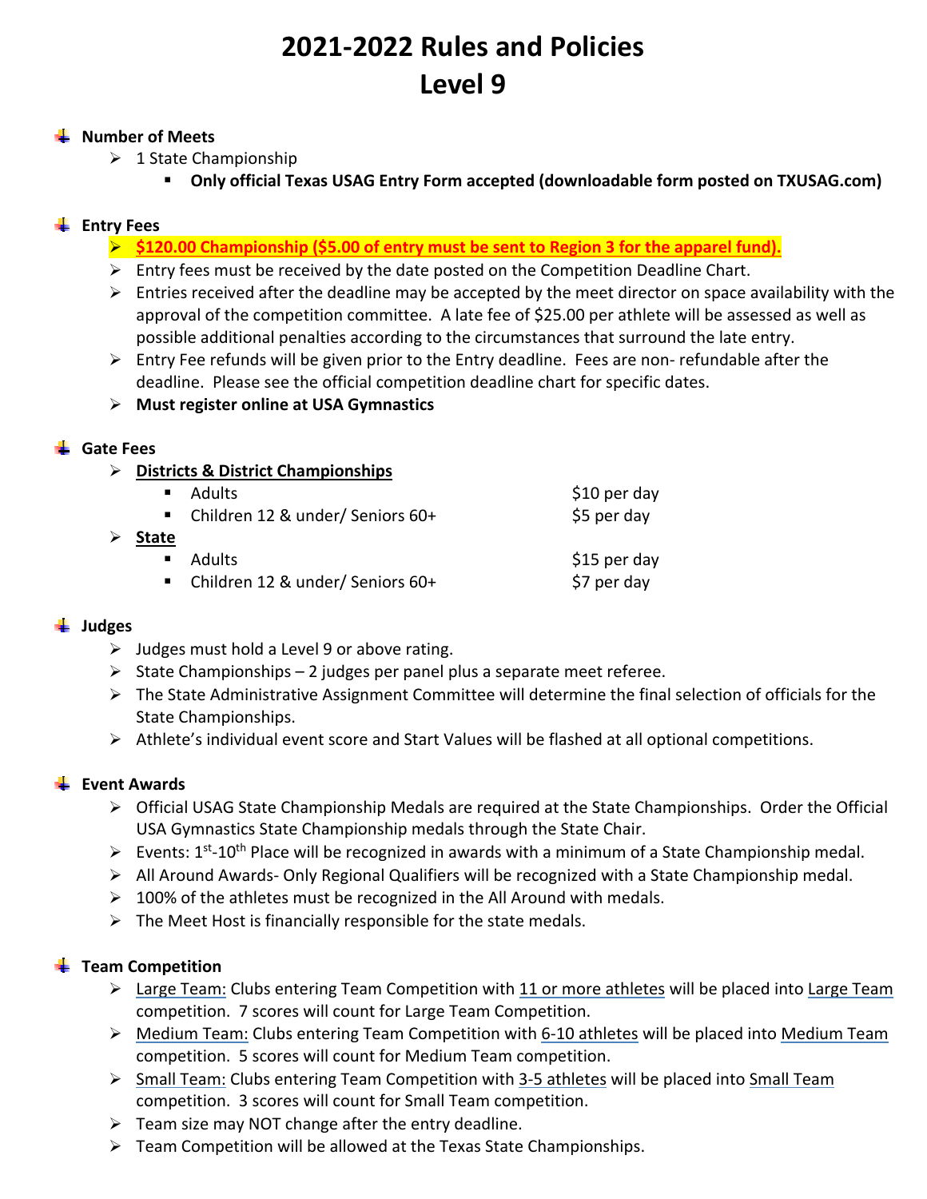# 2021-2022 Rules and Policies
# Level 9

- **Number of Meets**
  - 1 State Championship
    - **Only official Texas USAG Entry Form accepted (downloadable form posted on TXUSAG.com)**

- **Entry Fees**
  - **$120.00 Championship ($5.00 of entry must be sent to Region 3 for the apparel fund).**
  - Entry fees must be received by the date posted on the Competition Deadline Chart.
  - Entries received after the deadline may be accepted by the meet director on space availability with the approval of the competition committee. A late fee of $25.00 per athlete will be assessed as well as possible additional penalties according to the circumstances that surround the late entry.
  - Entry Fee refunds will be given prior to the Entry deadline. Fees are non- refundable after the deadline. Please see the official competition deadline chart for specific dates.
  - **Must register online at USA Gymnastics**

- **Gate Fees**
  - **Districts & District Championships**
    - Adults — $10 per day
    - Children 12 & under/ Seniors 60+ — $5 per day
  - **State**
    - Adults — $15 per day
    - Children 12 & under/ Seniors 60+ — $7 per day

- **Judges**
  - Judges must hold a Level 9 or above rating.
  - State Championships – 2 judges per panel plus a separate meet referee.
  - The State Administrative Assignment Committee will determine the final selection of officials for the State Championships.
  - Athlete's individual event score and Start Values will be flashed at all optional competitions.

- **Event Awards**
  - Official USAG State Championship Medals are required at the State Championships. Order the Official USA Gymnastics State Championship medals through the State Chair.
  - Events: 1st-10th Place will be recognized in awards with a minimum of a State Championship medal.
  - All Around Awards- Only Regional Qualifiers will be recognized with a State Championship medal.
  - 100% of the athletes must be recognized in the All Around with medals.
  - The Meet Host is financially responsible for the state medals.

- **Team Competition**
  - Large Team: Clubs entering Team Competition with 11 or more athletes will be placed into Large Team competition. 7 scores will count for Large Team Competition.
  - Medium Team: Clubs entering Team Competition with 6-10 athletes will be placed into Medium Team competition. 5 scores will count for Medium Team competition.
  - Small Team: Clubs entering Team Competition with 3-5 athletes will be placed into Small Team competition. 3 scores will count for Small Team competition.
  - Team size may NOT change after the entry deadline.
  - Team Competition will be allowed at the Texas State Championships.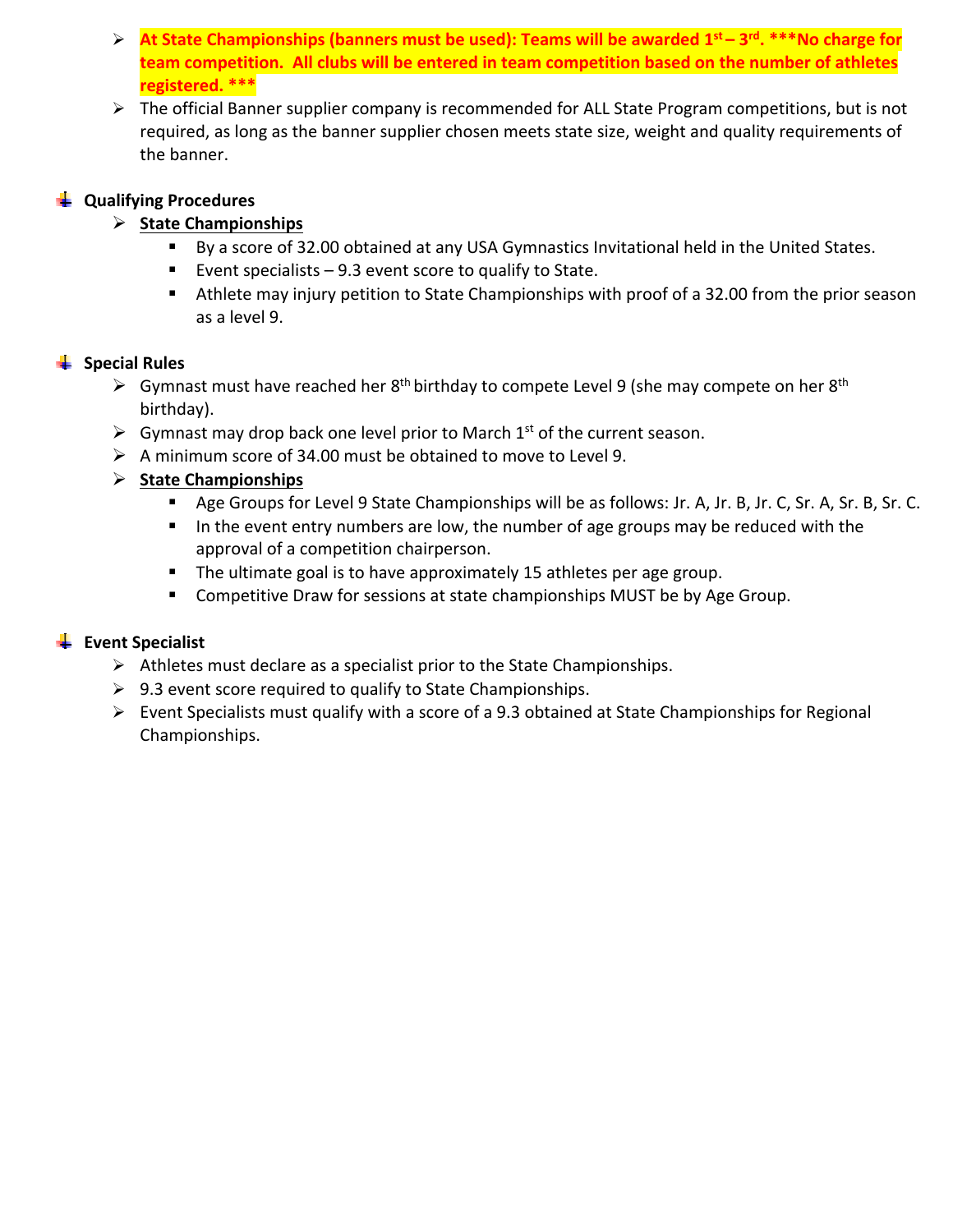- **At State Championships (banners must be used): Teams will be awarded 1st – 3rd. \*\*\*No charge for team competition. All clubs will be entered in team competition based on the number of athletes registered. \*\*\***
- The official Banner supplier company is recommended for ALL State Program competitions, but is not required, as long as the banner supplier chosen meets state size, weight and quality requirements of the banner.

**Qualifying Procedures**

- **State Championships**
  - By a score of 32.00 obtained at any USA Gymnastics Invitational held in the United States.
  - Event specialists – 9.3 event score to qualify to State.
  - Athlete may injury petition to State Championships with proof of a 32.00 from the prior season as a level 9.

**Special Rules**

- Gymnast must have reached her 8th birthday to compete Level 9 (she may compete on her 8th birthday).
- Gymnast may drop back one level prior to March 1st of the current season.
- A minimum score of 34.00 must be obtained to move to Level 9.
- **State Championships**
  - Age Groups for Level 9 State Championships will be as follows: Jr. A, Jr. B, Jr. C, Sr. A, Sr. B, Sr. C.
  - In the event entry numbers are low, the number of age groups may be reduced with the approval of a competition chairperson.
  - The ultimate goal is to have approximately 15 athletes per age group.
  - Competitive Draw for sessions at state championships MUST be by Age Group.

**Event Specialist**

- Athletes must declare as a specialist prior to the State Championships.
- 9.3 event score required to qualify to State Championships.
- Event Specialists must qualify with a score of a 9.3 obtained at State Championships for Regional Championships.